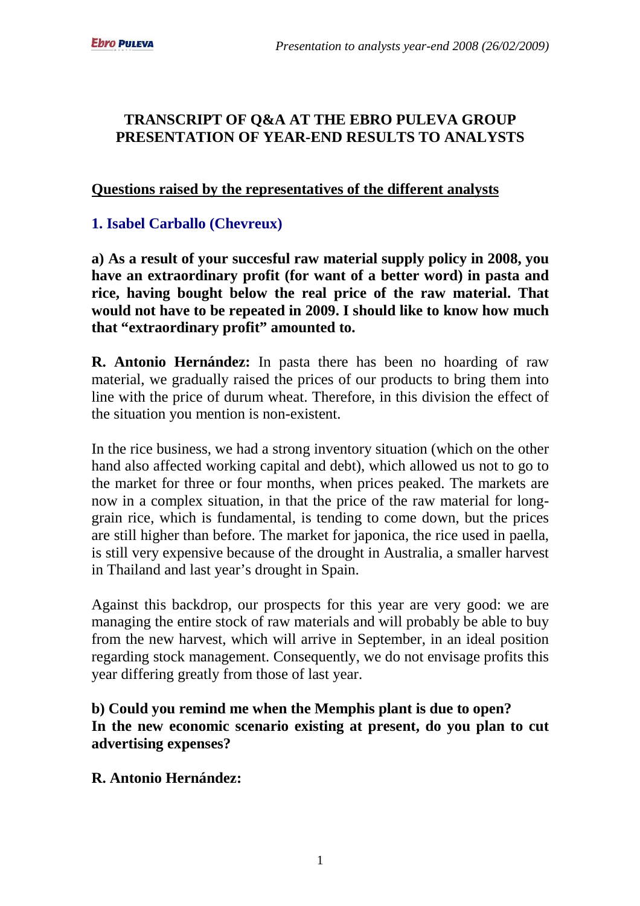# TRANSCRIPT OF Q&A AT THE EBRO PULEVA GROUP PRESENTATION OF YEAR-END RESULTS TO ANALYSTS

## Questions raised by the representatives of the different analysts

### 1. Isabel Carballo (Chevreux)

**a) As a result of your succesful raw material supply policy in 2008, you have an extraordinary profit (for want of a better word) in pasta and rice, having bought below the real price of the raw material. That would not have to be repeated in 2009. I should like to know how much that "extraordinary profit" amounted to.**

**R. Antonio Hernández:** In pasta there has been no hoarding of raw material, we gradually raised the prices of our products to bring them into line with the price of durum wheat. Therefore, in this division the effect of the situation you mention is non-existent.

In the rice business, we had a strong inventory situation (which on the other hand also affected working capital and debt), which allowed us not to go to the market for three or four months, when prices peaked. The markets are now in a complex situation, in that the price of the raw material for long-grain rice, which is fundamental, is tending to come down, but the prices are still higher than before. The market for japonica, the rice used in paella, is still very expensive because of the drought in Australia, a smaller harvest in Thailand and last year's drought in Spain.

Against this backdrop, our prospects for this year are very good: we are managing the entire stock of raw materials and will probably be able to buy from the new harvest, which will arrive in September, in an ideal position regarding stock management. Consequently, we do not envisage profits this year differing greatly from those of last year.

**b) Could you remind me when the Memphis plant is due to open? In the new economic scenario existing at present, do you plan to cut advertising expenses?**

**R. Antonio Hernández:**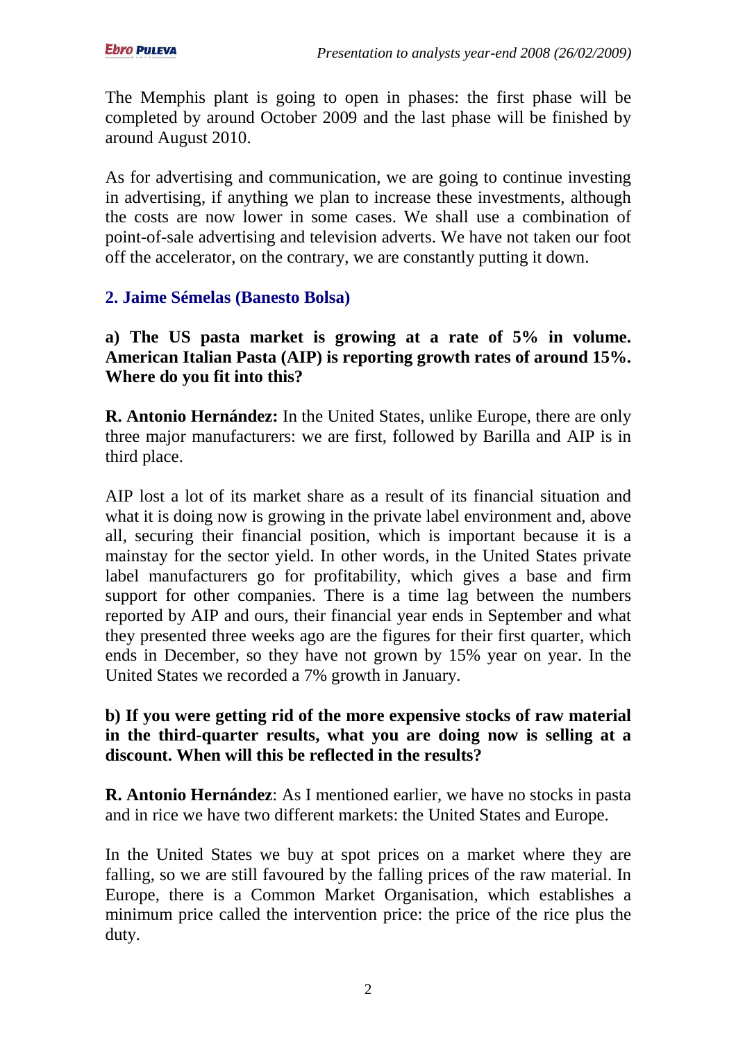The Memphis plant is going to open in phases: the first phase will be completed by around October 2009 and the last phase will be finished by around August 2010.

As for advertising and communication, we are going to continue investing in advertising, if anything we plan to increase these investments, although the costs are now lower in some cases. We shall use a combination of point-of-sale advertising and television adverts. We have not taken our foot off the accelerator, on the contrary, we are constantly putting it down.

### 2. Jaime Sémelas (Banesto Bolsa)

**a) The US pasta market is growing at a rate of 5% in volume. American Italian Pasta (AIP) is reporting growth rates of around 15%. Where do you fit into this?**

**R. Antonio Hernández:** In the United States, unlike Europe, there are only three major manufacturers: we are first, followed by Barilla and AIP is in third place.

AIP lost a lot of its market share as a result of its financial situation and what it is doing now is growing in the private label environment and, above all, securing their financial position, which is important because it is a mainstay for the sector yield. In other words, in the United States private label manufacturers go for profitability, which gives a base and firm support for other companies. There is a time lag between the numbers reported by AIP and ours, their financial year ends in September and what they presented three weeks ago are the figures for their first quarter, which ends in December, so they have not grown by 15% year on year. In the United States we recorded a 7% growth in January.

**b) If you were getting rid of the more expensive stocks of raw material in the third-quarter results, what you are doing now is selling at a discount. When will this be reflected in the results?**

**R. Antonio Hernández**: As I mentioned earlier, we have no stocks in pasta and in rice we have two different markets: the United States and Europe.

In the United States we buy at spot prices on a market where they are falling, so we are still favoured by the falling prices of the raw material. In Europe, there is a Common Market Organisation, which establishes a minimum price called the intervention price: the price of the rice plus the duty.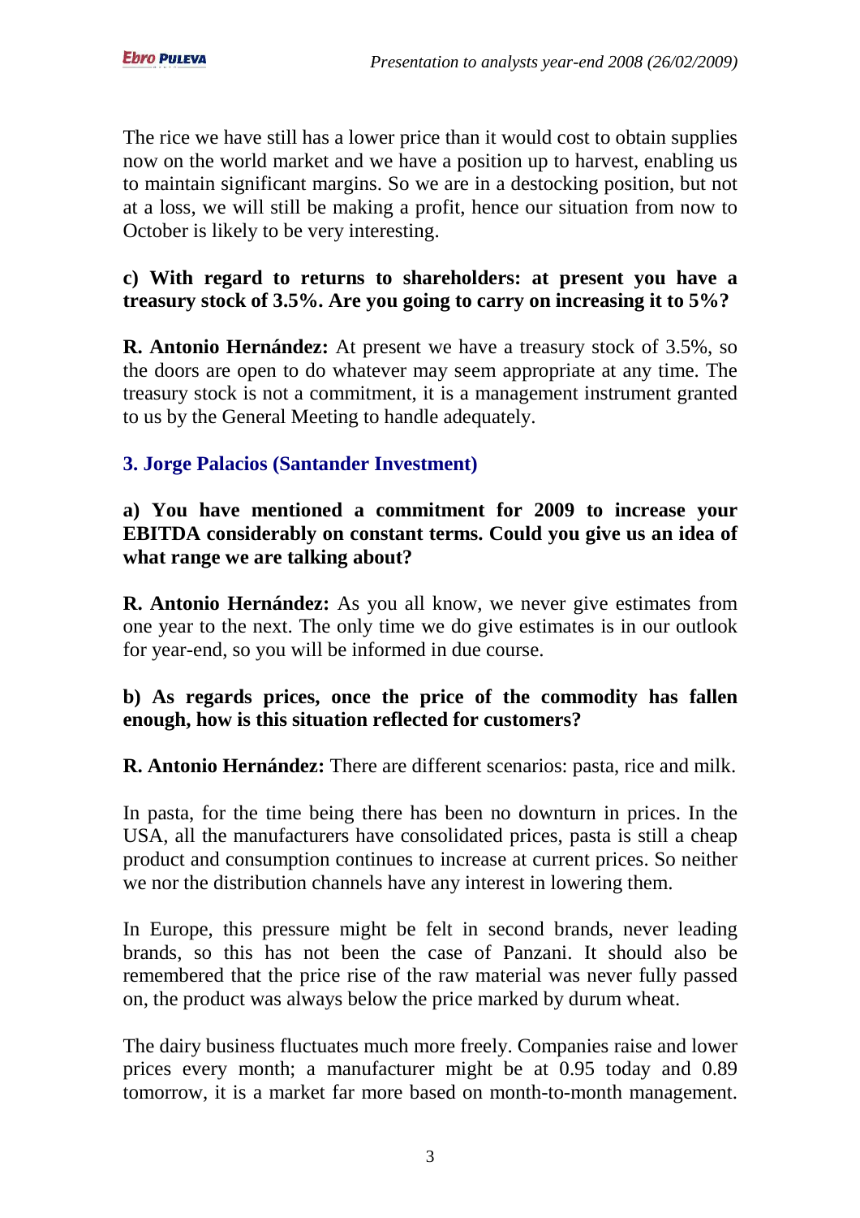The rice we have still has a lower price than it would cost to obtain supplies now on the world market and we have a position up to harvest, enabling us to maintain significant margins. So we are in a destocking position, but not at a loss, we will still be making a profit, hence our situation from now to October is likely to be very interesting.

**c) With regard to returns to shareholders: at present you have a treasury stock of 3.5%. Are you going to carry on increasing it to 5%?**

**R. Antonio Hernández:** At present we have a treasury stock of 3.5%, so the doors are open to do whatever may seem appropriate at any time. The treasury stock is not a commitment, it is a management instrument granted to us by the General Meeting to handle adequately.

### 3. Jorge Palacios (Santander Investment)

**a) You have mentioned a commitment for 2009 to increase your EBITDA considerably on constant terms. Could you give us an idea of what range we are talking about?**

**R. Antonio Hernández:** As you all know, we never give estimates from one year to the next. The only time we do give estimates is in our outlook for year-end, so you will be informed in due course.

**b) As regards prices, once the price of the commodity has fallen enough, how is this situation reflected for customers?**

**R. Antonio Hernández:** There are different scenarios: pasta, rice and milk.

In pasta, for the time being there has been no downturn in prices. In the USA, all the manufacturers have consolidated prices, pasta is still a cheap product and consumption continues to increase at current prices. So neither we nor the distribution channels have any interest in lowering them.

In Europe, this pressure might be felt in second brands, never leading brands, so this has not been the case of Panzani. It should also be remembered that the price rise of the raw material was never fully passed on, the product was always below the price marked by durum wheat.

The dairy business fluctuates much more freely. Companies raise and lower prices every month; a manufacturer might be at 0.95 today and 0.89 tomorrow, it is a market far more based on month-to-month management.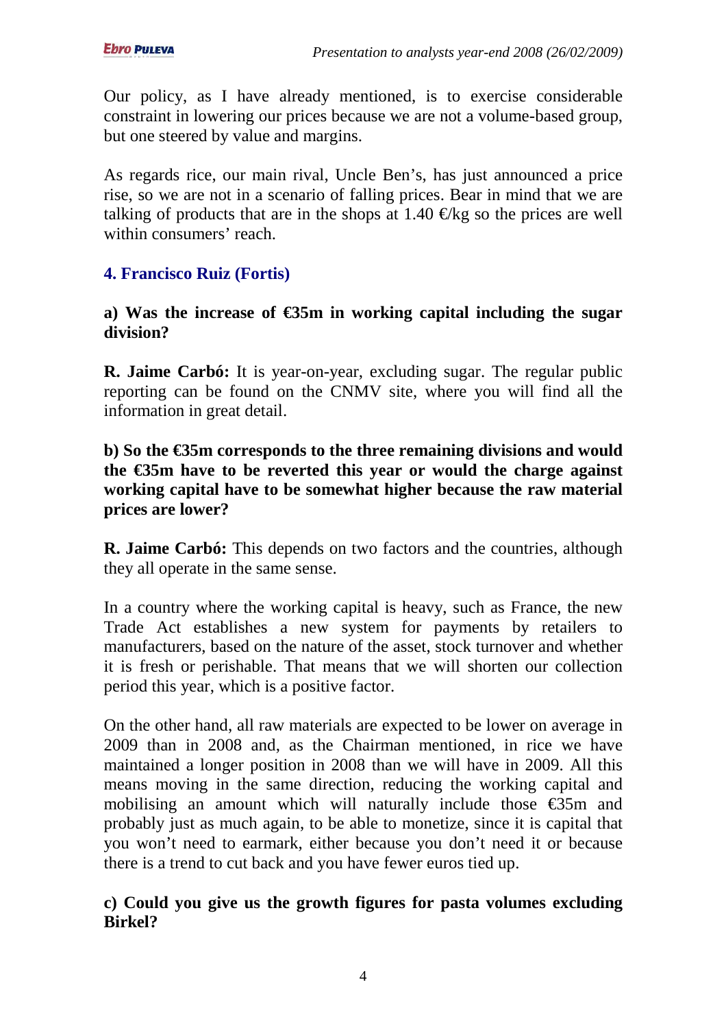Our policy, as I have already mentioned, is to exercise considerable constraint in lowering our prices because we are not a volume-based group, but one steered by value and margins.

As regards rice, our main rival, Uncle Ben's, has just announced a price rise, so we are not in a scenario of falling prices. Bear in mind that we are talking of products that are in the shops at 1.40 €/kg so the prices are well within consumers' reach.

### 4. Francisco Ruiz (Fortis)

**a) Was the increase of €35m in working capital including the sugar division?**

**R. Jaime Carbó:** It is year-on-year, excluding sugar. The regular public reporting can be found on the CNMV site, where you will find all the information in great detail.

**b) So the €35m corresponds to the three remaining divisions and would the €35m have to be reverted this year or would the charge against working capital have to be somewhat higher because the raw material prices are lower?**

**R. Jaime Carbó:** This depends on two factors and the countries, although they all operate in the same sense.

In a country where the working capital is heavy, such as France, the new Trade Act establishes a new system for payments by retailers to manufacturers, based on the nature of the asset, stock turnover and whether it is fresh or perishable. That means that we will shorten our collection period this year, which is a positive factor.

On the other hand, all raw materials are expected to be lower on average in 2009 than in 2008 and, as the Chairman mentioned, in rice we have maintained a longer position in 2008 than we will have in 2009. All this means moving in the same direction, reducing the working capital and mobilising an amount which will naturally include those €35m and probably just as much again, to be able to monetize, since it is capital that you won't need to earmark, either because you don't need it or because there is a trend to cut back and you have fewer euros tied up.

**c) Could you give us the growth figures for pasta volumes excluding Birkel?**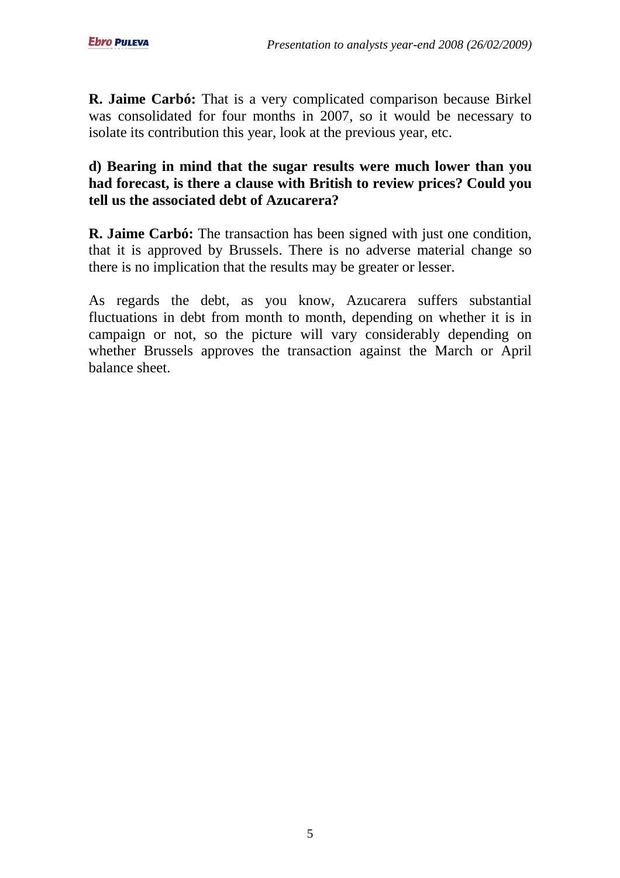**R. Jaime Carbó:** That is a very complicated comparison because Birkel was consolidated for four months in 2007, so it would be necessary to isolate its contribution this year, look at the previous year, etc.

**d) Bearing in mind that the sugar results were much lower than you had forecast, is there a clause with British to review prices? Could you tell us the associated debt of Azucarera?**

**R. Jaime Carbó:** The transaction has been signed with just one condition, that it is approved by Brussels. There is no adverse material change so there is no implication that the results may be greater or lesser.

As regards the debt, as you know, Azucarera suffers substantial fluctuations in debt from month to month, depending on whether it is in campaign or not, so the picture will vary considerably depending on whether Brussels approves the transaction against the March or April balance sheet.